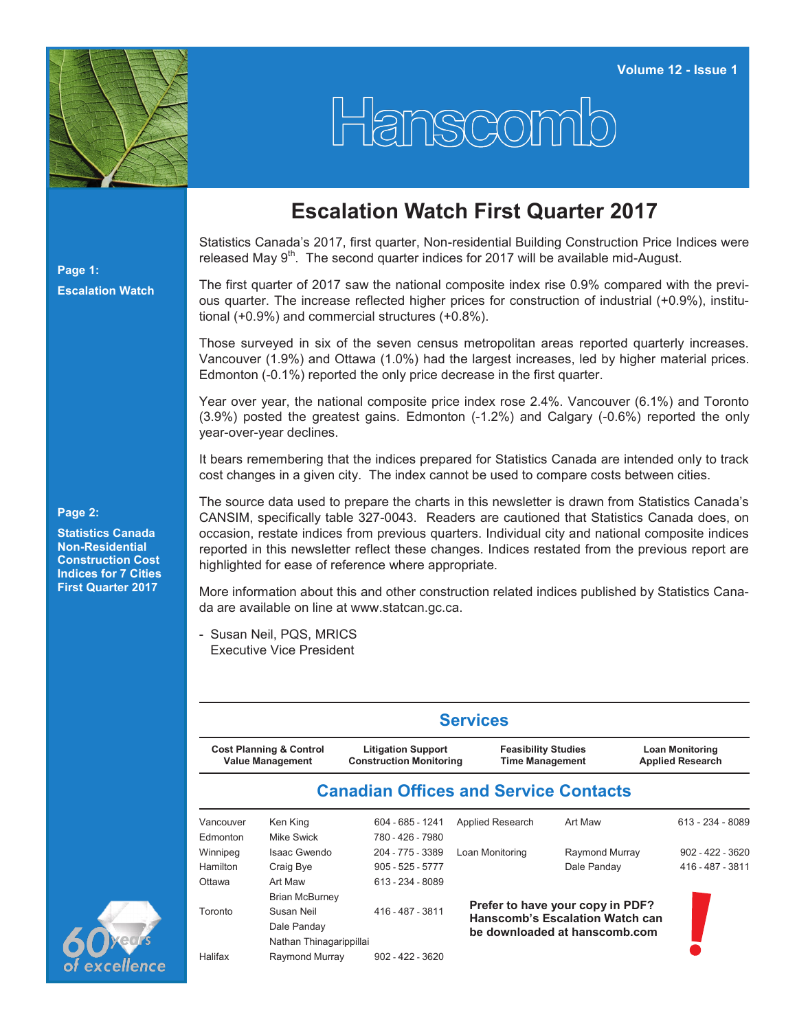Volume 12 - Issue 1

# Hanscomb

**Page 1:**

**Escalation Watch**

**Page 2:**

**Statistics Canada Non-Residential Construction Cost Indices for 7 Cities First Quarter 2017**

## Escalation Watch First Quarter 2017

Statistics Canada's 2017, first quarter, Non-residential Building Construction Price Indices were released May 9th. The second quarter indices for 2017 will be available mid-August.

The first quarter of 2017 saw the national composite index rise 0.9% compared with the previous quarter. The increase reflected higher prices for construction of industrial (+0.9%), institutional (+0.9%) and commercial structures (+0.8%).

Those surveyed in six of the seven census metropolitan areas reported quarterly increases. Vancouver (1.9%) and Ottawa (1.0%) had the largest increases, led by higher material prices. Edmonton (-0.1%) reported the only price decrease in the first quarter.

Year over year, the national composite price index rose 2.4%. Vancouver (6.1%) and Toronto (3.9%) posted the greatest gains. Edmonton (-1.2%) and Calgary (-0.6%) reported the only year-over-year declines.

It bears remembering that the indices prepared for Statistics Canada are intended only to track cost changes in a given city. The index cannot be used to compare costs between cities.

The source data used to prepare the charts in this newsletter is drawn from Statistics Canada's CANSIM, specifically table 327-0043. Readers are cautioned that Statistics Canada does, on occasion, restate indices from previous quarters. Individual city and national composite indices reported in this newsletter reflect these changes. Indices restated from the previous report are highlighted for ease of reference where appropriate.

More information about this and other construction related indices published by Statistics Canada are available on line at www.statcan.gc.ca.

\- Susan Neil, PQS, MRICS
Executive Vice President

## Services

| Cost Planning & Control<br>Value Management | Litigation Support<br>Construction Monitoring | Feasibility Studies<br>Time Management | Loan Monitoring<br>Applied Research |
|---|---|---|---|

## Canadian Offices and Service Contacts

| Office | Contact | Phone |
|---|---|---|
| Vancouver | Ken King | 604 - 685 - 1241 |
| Edmonton | Mike Swick | 780 - 426 - 7980 |
| Winnipeg | Isaac Gwendo | 204 - 775 - 3389 |
| Hamilton | Craig Bye | 905 - 525 - 5777 |
| Ottawa | Art Maw<br>Brian McBurney | 613 - 234 - 8089 |
| Toronto | Susan Neil<br>Dale Panday<br>Nathan Thinagarippillai | 416 - 487 - 3811 |
| Halifax | Raymond Murray | 902 - 422 - 3620 |

| Service | Contact | Phone |
|---|---|---|
| Applied Research | Art Maw | 613 - 234 - 8089 |
| Loan Monitoring | Raymond Murray | 902 - 422 - 3620 |
| | Dale Panday | 416 - 487 - 3811 |

**Prefer to have your copy in PDF? Hanscomb's Escalation Watch can be downloaded at hanscomb.com**

60 years of excellence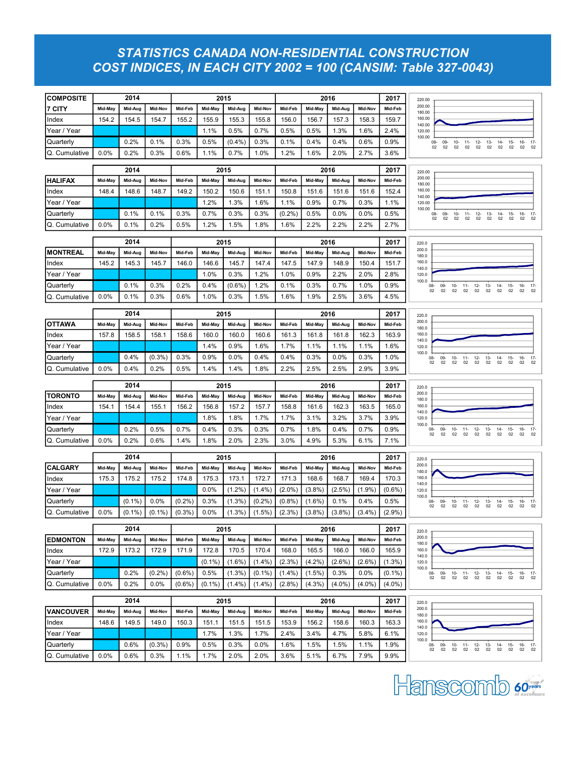# STATISTICS CANADA NON-RESIDENTIAL CONSTRUCTION COST INDICES, IN EACH CITY 2002 = 100 (CANSIM: Table 327-0043)

| COMPOSITE | 2014 | | | 2015 | | | | 2016 | | | | 2017 |
|---|---|---|---|---|---|---|---|---|---|---|---|---|
| 7 CITY | Mid-May | Mid-Aug | Mid-Nov | Mid-Feb | Mid-May | Mid-Aug | Mid-Nov | Mid-Feb | Mid-May | Mid-Aug | Mid-Nov | Mid-Feb |
| Index | 154.2 | 154.5 | 154.7 | 155.2 | 155.9 | 155.3 | 155.8 | 156.0 | 156.7 | 157.3 | 158.3 | 159.7 |
| Year / Year | | | | | 1.1% | 0.5% | 0.7% | 0.5% | 0.5% | 1.3% | 1.6% | 2.4% |
| Quarterly | | 0.2% | 0.1% | 0.3% | 0.5% | (0.4%) | 0.3% | 0.1% | 0.4% | 0.4% | 0.6% | 0.9% |
| Q. Cumulative | 0.0% | 0.2% | 0.3% | 0.6% | 1.1% | 0.7% | 1.0% | 1.2% | 1.6% | 2.0% | 2.7% | 3.6% |

220.00
200.00
180.00
160.00
140.00
120.00
100.00
08-02 09-02 10-02 11-02 12-02 13-02 14-02 15-02 16-02 17-02

| HALIFAX | 2014 | | | 2015 | | | | 2016 | | | | 2017 |
|---|---|---|---|---|---|---|---|---|---|---|---|---|
| | Mid-May | Mid-Aug | Mid-Nov | Mid-Feb | Mid-May | Mid-Aug | Mid-Nov | Mid-Feb | Mid-May | Mid-Aug | Mid-Nov | Mid-Feb |
| Index | 148.4 | 148.6 | 148.7 | 149.2 | 150.2 | 150.6 | 151.1 | 150.8 | 151.6 | 151.6 | 151.6 | 152.4 |
| Year / Year | | | | | 1.2% | 1.3% | 1.6% | 1.1% | 0.9% | 0.7% | 0.3% | 1.1% |
| Quarterly | | 0.1% | 0.1% | 0.3% | 0.7% | 0.3% | 0.3% | (0.2%) | 0.5% | 0.0% | 0.0% | 0.5% |
| Q. Cumulative | 0.0% | 0.1% | 0.2% | 0.5% | 1.2% | 1.5% | 1.8% | 1.6% | 2.2% | 2.2% | 2.2% | 2.7% |

220.00
200.00
180.00
160.00
140.00
120.00
100.00
08-02 09-02 10-02 11-02 12-02 13-02 14-02 15-02 16-02 17-02

| MONTREAL | 2014 | | | 2015 | | | | 2016 | | | | 2017 |
|---|---|---|---|---|---|---|---|---|---|---|---|---|
| | Mid-May | Mid-Aug | Mid-Nov | Mid-Feb | Mid-May | Mid-Aug | Mid-Nov | Mid-Feb | Mid-May | Mid-Aug | Mid-Nov | Mid-Feb |
| Index | 145.2 | 145.3 | 145.7 | 146.0 | 146.6 | 145.7 | 147.4 | 147.5 | 147.9 | 148.9 | 150.4 | 151.7 |
| Year / Year | | | | | 1.0% | 0.3% | 1.2% | 1.0% | 0.9% | 2.2% | 2.0% | 2.8% |
| Quarterly | | 0.1% | 0.3% | 0.2% | 0.4% | (0.6%) | 1.2% | 0.1% | 0.3% | 0.7% | 1.0% | 0.9% |
| Q. Cumulative | 0.0% | 0.1% | 0.3% | 0.6% | 1.0% | 0.3% | 1.5% | 1.6% | 1.9% | 2.5% | 3.6% | 4.5% |

220.0
200.0
180.0
160.0
140.0
120.0
100.0
08-02 09-02 10-02 11-02 12-02 13-02 14-02 15-02 16-02 17-02

| OTTAWA | 2014 | | | 2015 | | | | 2016 | | | | 2017 |
|---|---|---|---|---|---|---|---|---|---|---|---|---|
| | Mid-May | Mid-Aug | Mid-Nov | Mid-Feb | Mid-May | Mid-Aug | Mid-Nov | Mid-Feb | Mid-May | Mid-Aug | Mid-Nov | Mid-Feb |
| Index | 157.8 | 158.5 | 158.1 | 158.6 | 160.0 | 160.0 | 160.6 | 161.3 | 161.8 | 161.8 | 162.3 | 163.9 |
| Year / Year | | | | | 1.4% | 0.9% | 1.6% | 1.7% | 1.1% | 1.1% | 1.1% | 1.6% |
| Quarterly | | 0.4% | (0.3%) | 0.3% | 0.9% | 0.0% | 0.4% | 0.4% | 0.3% | 0.0% | 0.3% | 1.0% |
| Q. Cumulative | 0.0% | 0.4% | 0.2% | 0.5% | 1.4% | 1.4% | 1.8% | 2.2% | 2.5% | 2.5% | 2.9% | 3.9% |

220.0
200.0
180.0
160.0
140.0
120.0
100.0
08-02 09-02 10-02 11-02 12-02 13-02 14-02 15-02 16-02 17-02

| TORONTO | 2014 | | | 2015 | | | | 2016 | | | | 2017 |
|---|---|---|---|---|---|---|---|---|---|---|---|---|
| | Mid-May | Mid-Aug | Mid-Nov | Mid-Feb | Mid-May | Mid-Aug | Mid-Nov | Mid-Feb | Mid-May | Mid-Aug | Mid-Nov | Mid-Feb |
| Index | 154.1 | 154.4 | 155.1 | 156.2 | 156.8 | 157.2 | 157.7 | 158.8 | 161.6 | 162.3 | 163.5 | 165.0 |
| Year / Year | | | | | 1.8% | 1.8% | 1.7% | 1.7% | 3.1% | 3.2% | 3.7% | 3.9% |
| Quarterly | | 0.2% | 0.5% | 0.7% | 0.4% | 0.3% | 0.3% | 0.7% | 1.8% | 0.4% | 0.7% | 0.9% |
| Q. Cumulative | 0.0% | 0.2% | 0.6% | 1.4% | 1.8% | 2.0% | 2.3% | 3.0% | 4.9% | 5.3% | 6.1% | 7.1% |

220.0
200.0
180.0
160.0
140.0
120.0
100.0
08-02 09-02 10-02 11-02 12-02 13-02 14-02 15-02 16-02 17-02

| CALGARY | 2014 | | | 2015 | | | | 2016 | | | | 2017 |
|---|---|---|---|---|---|---|---|---|---|---|---|---|
| | Mid-May | Mid-Aug | Mid-Nov | Mid-Feb | Mid-May | Mid-Aug | Mid-Nov | Mid-Feb | Mid-May | Mid-Aug | Mid-Nov | Mid-Feb |
| Index | 175.3 | 175.2 | 175.2 | 174.8 | 175.3 | 173.1 | 172.7 | 171.3 | 168.6 | 168.7 | 169.4 | 170.3 |
| Year / Year | | | | | 0.0% | (1.2%) | (1.4%) | (2.0%) | (3.8%) | (2.5%) | (1.9%) | (0.6%) |
| Quarterly | | (0.1%) | 0.0% | (0.2%) | 0.3% | (1.3%) | (0.2%) | (0.8%) | (1.6%) | 0.1% | 0.4% | 0.5% |
| Q. Cumulative | 0.0% | (0.1%) | (0.1%) | (0.3%) | 0.0% | (1.3%) | (1.5%) | (2.3%) | (3.8%) | (3.8%) | (3.4%) | (2.9%) |

220.0
200.0
180.0
160.0
140.0
120.0
100.0
08-02 09-02 10-02 11-02 12-02 13-02 14-02 15-02 16-02 17-02

| EDMONTON | 2014 | | | 2015 | | | | 2016 | | | | 2017 |
|---|---|---|---|---|---|---|---|---|---|---|---|---|
| | Mid-May | Mid-Aug | Mid-Nov | Mid-Feb | Mid-May | Mid-Aug | Mid-Nov | Mid-Feb | Mid-May | Mid-Aug | Mid-Nov | Mid-Feb |
| Index | 172.9 | 173.2 | 172.9 | 171.9 | 172.8 | 170.5 | 170.4 | 168.0 | 165.5 | 166.0 | 166.0 | 165.9 |
| Year / Year | | | | | (0.1%) | (1.6%) | (1.4%) | (2.3%) | (4.2%) | (2.6%) | (2.6%) | (1.3%) |
| Quarterly | | 0.2% | (0.2%) | (0.6%) | 0.5% | (1.3%) | (0.1%) | (1.4%) | (1.5%) | 0.3% | 0.0% | (0.1%) |
| Q. Cumulative | 0.0% | 0.2% | 0.0% | (0.6%) | (0.1%) | (1.4%) | (1.4%) | (2.8%) | (4.3%) | (4.0%) | (4.0%) | (4.0%) |

220.0
200.0
180.0
160.0
140.0
120.0
100.0
08-02 09-02 10-02 11-02 12-02 13-02 14-02 15-02 16-02 17-02

| VANCOUVER | 2014 | | | 2015 | | | | 2016 | | | | 2017 |
|---|---|---|---|---|---|---|---|---|---|---|---|---|
| | Mid-May | Mid-Aug | Mid-Nov | Mid-Feb | Mid-May | Mid-Aug | Mid-Nov | Mid-Feb | Mid-May | Mid-Aug | Mid-Nov | Mid-Feb |
| Index | 148.6 | 149.5 | 149.0 | 150.3 | 151.1 | 151.5 | 151.5 | 153.9 | 156.2 | 158.6 | 160.3 | 163.3 |
| Year / Year | | | | | 1.7% | 1.3% | 1.7% | 2.4% | 3.4% | 4.7% | 5.8% | 6.1% |
| Quarterly | | 0.6% | (0.3%) | 0.9% | 0.5% | 0.3% | 0.0% | 1.6% | 1.5% | 1.5% | 1.1% | 1.9% |
| Q. Cumulative | 0.0% | 0.6% | 0.3% | 1.1% | 1.7% | 2.0% | 2.0% | 3.6% | 5.1% | 6.7% | 7.9% | 9.9% |

220.0
200.0
180.0
160.0
140.0
120.0
100.0
08-02 09-02 10-02 11-02 12-02 13-02 14-02 15-02 16-02 17-02

Hanscomb 60 years of excellence